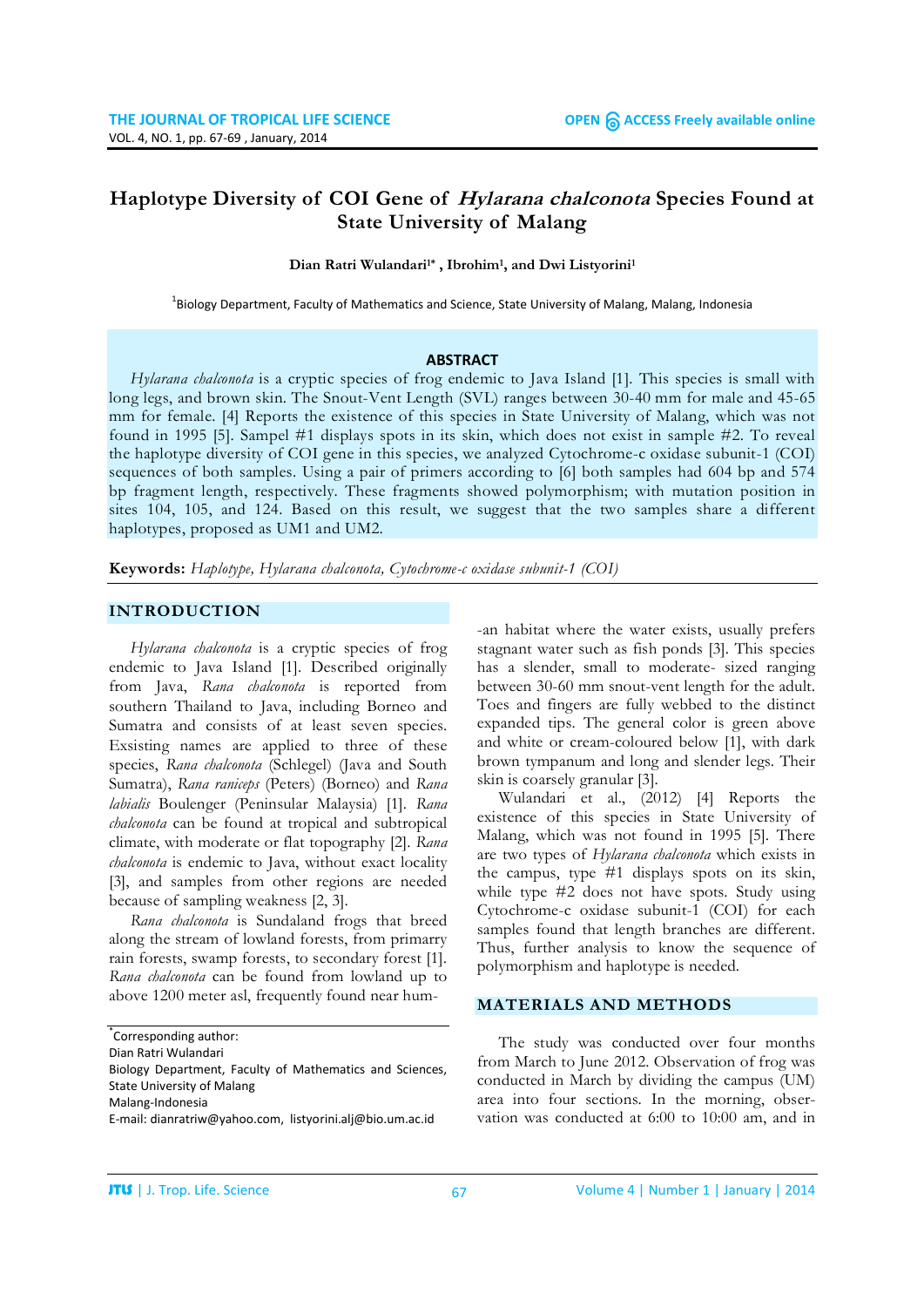# Haplotype Diversity of COI Gene of *Hylarana chalconota* Species Found at State University of Malang

**Dian Ratri Wulandari[1*] , Ibrohim[1], and Dwi Listyorini[1]**

[1]Biology Department, Faculty of Mathematics and Science, State University of Malang, Malang, Indonesia

## ABSTRACT

*Hylarana chalconota* is a cryptic species of frog endemic to Java Island [1]. This species is small with long legs, and brown skin. The Snout-Vent Length (SVL) ranges between 30-40 mm for male and 45-65 mm for female. [4] Reports the existence of this species in State University of Malang, which was not found in 1995 [5]. Sampel #1 displays spots in its skin, which does not exist in sample #2. To reveal the haplotype diversity of COI gene in this species, we analyzed Cytochrome-c oxidase subunit-1 (COI) sequences of both samples. Using a pair of primers according to [6] both samples had 604 bp and 574 bp fragment length, respectively. These fragments showed polymorphism; with mutation position in sites 104, 105, and 124. Based on this result, we suggest that the two samples share a different haplotypes, proposed as UM1 and UM2.

**Keywords:** *Haplotype, Hylarana chalconota, Cytochrome-c oxidase subunit-1 (COI)*

## INTRODUCTION

*Hylarana chalconota* is a cryptic species of frog endemic to Java Island [1]. Described originally from Java, *Rana chalconota* is reported from southern Thailand to Java, including Borneo and Sumatra and consists of at least seven species. Exsisting names are applied to three of these species, *Rana chalconota* (Schlegel) (Java and South Sumatra), *Rana raniceps* (Peters) (Borneo) and *Rana labialis* Boulenger (Peninsular Malaysia) [1]. *Rana chalconota* can be found at tropical and subtropical climate, with moderate or flat topography [2]. *Rana chalconota* is endemic to Java, without exact locality [3], and samples from other regions are needed because of sampling weakness [2, 3].

*Rana chalconota* is Sundaland frogs that breed along the stream of lowland forests, from primarry rain forests, swamp forests, to secondary forest [1]. *Rana chalconota* can be found from lowland up to above 1200 meter asl, frequently found near human habitat where the water exists, usually prefers stagnant water such as fish ponds [3]. This species has a slender, small to moderate- sized ranging between 30-60 mm snout-vent length for the adult. Toes and fingers are fully webbed to the distinct expanded tips. The general color is green above and white or cream-coloured below [1], with dark brown tympanum and long and slender legs. Their skin is coarsely granular [3].

Wulandari et al., (2012) [4] Reports the existence of this species in State University of Malang, which was not found in 1995 [5]. There are two types of *Hylarana chalconota* which exists in the campus, type #1 displays spots on its skin, while type #2 does not have spots. Study using Cytochrome-c oxidase subunit-1 (COI) for each samples found that length branches are different. Thus, further analysis to know the sequence of polymorphism and haplotype is needed.

## MATERIALS AND METHODS

The study was conducted over four months from March to June 2012. Observation of frog was conducted in March by dividing the campus (UM) area into four sections. In the morning, observation was conducted at 6:00 to 10:00 am, and in

---

*Corresponding author:
Dian Ratri Wulandari
Biology Department, Faculty of Mathematics and Sciences, State University of Malang
Malang-Indonesia
E-mail: dianratriw@yahoo.com, listyorini.alj@bio.um.ac.id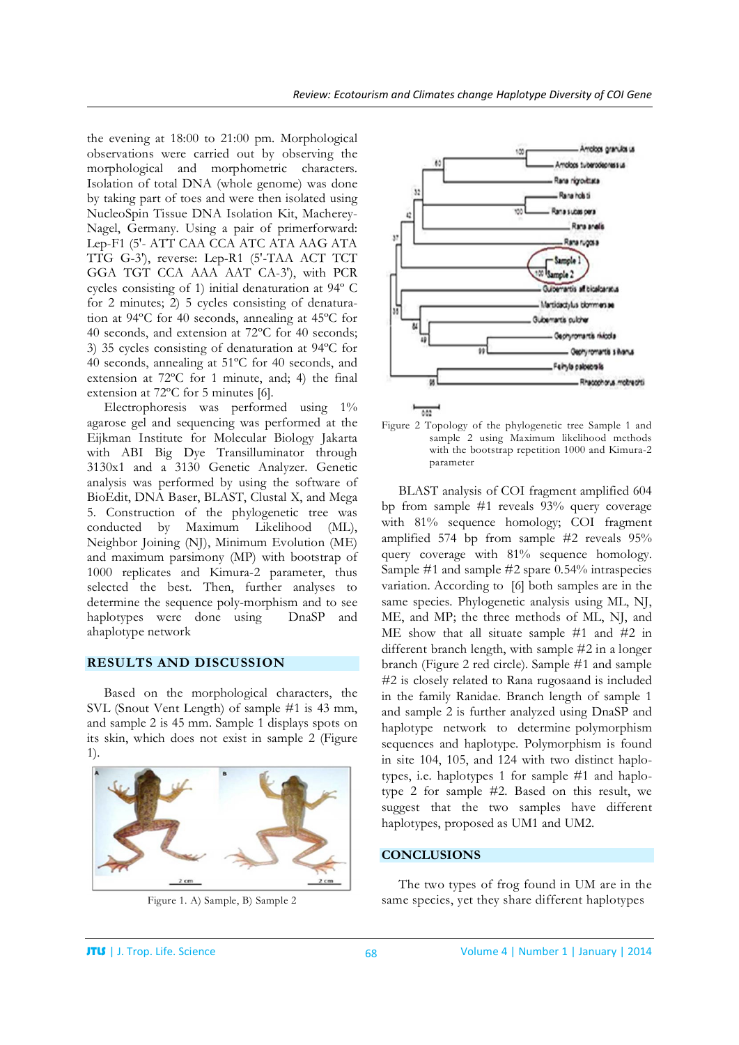the evening at 18:00 to 21:00 pm. Morphological observations were carried out by observing the morphological and morphometric characters. Isolation of total DNA (whole genome) was done by taking part of toes and were then isolated using NucleoSpin Tissue DNA Isolation Kit, Macherey-Nagel, Germany. Using a pair of primerforward: Lep-F1 (5'- ATT CAA CCA ATC ATA AAG ATA TTG G-3'), reverse: Lep-R1 (5'-TAA ACT TCT GGA TGT CCA AAA AAT CA-3'), with PCR cycles consisting of 1) initial denaturation at 94º C for 2 minutes; 2) 5 cycles consisting of denaturation at 94ºC for 40 seconds, annealing at 45ºC for 40 seconds, and extension at 72ºC for 40 seconds; 3) 35 cycles consisting of denaturation at 94ºC for 40 seconds, annealing at 51ºC for 40 seconds, and extension at 72ºC for 1 minute, and; 4) the final extension at 72ºC for 5 minutes [6].

Electrophoresis was performed using 1% agarose gel and sequencing was performed at the Eijkman Institute for Molecular Biology Jakarta with ABI Big Dye Transilluminator through 3130x1 and a 3130 Genetic Analyzer. Genetic analysis was performed by using the software of BioEdit, DNA Baser, BLAST, Clustal X, and Mega 5. Construction of the phylogenetic tree was conducted by Maximum Likelihood (ML), Neighbor Joining (NJ), Minimum Evolution (ME) and maximum parsimony (MP) with bootstrap of 1000 replicates and Kimura-2 parameter, thus selected the best. Then, further analyses to determine the sequence poly-morphism and to see haplotypes were done using DnaSP and ahaplotype network

## RESULTS AND DISCUSSION

Based on the morphological characters, the SVL (Snout Vent Length) of sample #1 is 43 mm, and sample 2 is 45 mm. Sample 1 displays spots on its skin, which does not exist in sample 2 (Figure 1).

Figure 1. A) Sample, B) Sample 2

Figure 2 Topology of the phylogenetic tree Sample 1 and sample 2 using Maximum likelihood methods with the bootstrap repetition 1000 and Kimura-2 parameter

BLAST analysis of COI fragment amplified 604 bp from sample #1 reveals 93% query coverage with 81% sequence homology; COI fragment amplified 574 bp from sample #2 reveals 95% query coverage with 81% sequence homology. Sample #1 and sample #2 spare 0.54% intraspecies variation. According to [6] both samples are in the same species. Phylogenetic analysis using ML, NJ, ME, and MP; the three methods of ML, NJ, and ME show that all situate sample #1 and #2 in different branch length, with sample #2 in a longer branch (Figure 2 red circle). Sample #1 and sample #2 is closely related to Rana rugosaand is included in the family Ranidae. Branch length of sample 1 and sample 2 is further analyzed using DnaSP and haplotype network to determine polymorphism sequences and haplotype. Polymorphism is found in site 104, 105, and 124 with two distinct haplotypes, i.e. haplotypes 1 for sample #1 and haplotype 2 for sample #2. Based on this result, we suggest that the two samples have different haplotypes, proposed as UM1 and UM2.

## CONCLUSIONS

The two types of frog found in UM are in the same species, yet they share different haplotypes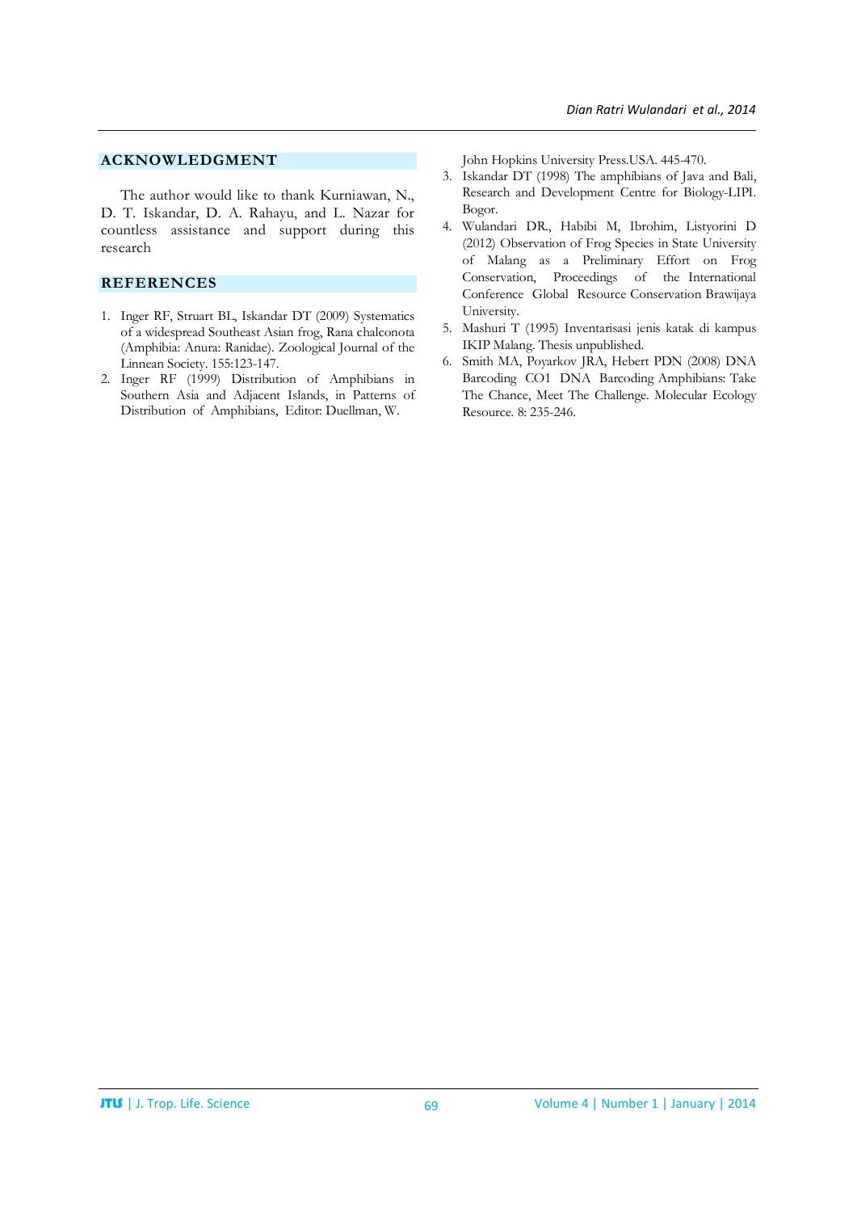## ACKNOWLEDGMENT

The author would like to thank Kurniawan, N., D. T. Iskandar, D. A. Rahayu, and L. Nazar for countless assistance and support during this research

## REFERENCES

1. Inger RF, Struart BL, Iskandar DT (2009) Systematics of a widespread Southeast Asian frog, Rana chalconota (Amphibia: Anura: Ranidae). Zoological Journal of the Linnean Society. 155:123-147.
2. Inger RF (1999) Distribution of Amphibians in Southern Asia and Adjacent Islands, in Patterns of Distribution of Amphibians, Editor: Duellman, W. John Hopkins University Press.USA. 445-470.
3. Iskandar DT (1998) The amphibians of Java and Bali, Research and Development Centre for Biology-LIPI. Bogor.
4. Wulandari DR., Habibi M, Ibrohim, Listyorini D (2012) Observation of Frog Species in State University of Malang as a Preliminary Effort on Frog Conservation, Proceedings of the International Conference Global Resource Conservation Brawijaya University.
5. Mashuri T (1995) Inventarisasi jenis katak di kampus IKIP Malang. Thesis unpublished.
6. Smith MA, Poyarkov JRA, Hebert PDN (2008) DNA Barcoding CO1 DNA Barcoding Amphibians: Take The Chance, Meet The Challenge. Molecular Ecology Resource. 8: 235-246.